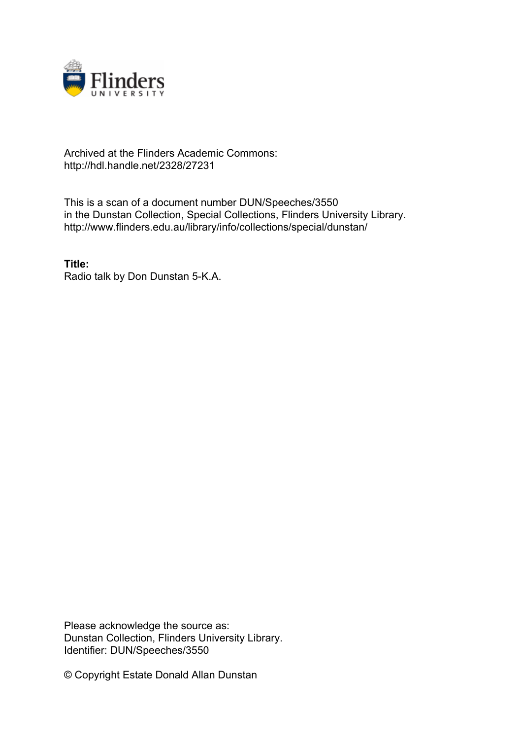Archived at the Flinders Academic Commons:
http://hdl.handle.net/2328/27231

This is a scan of a document number DUN/Speeches/3550
in the Dunstan Collection, Special Collections, Flinders University Library.
http://www.flinders.edu.au/library/info/collections/special/dunstan/

**Title:**
Radio talk by Don Dunstan 5-K.A.

Please acknowledge the source as:
Dunstan Collection, Flinders University Library.
Identifier: DUN/Speeches/3550

© Copyright Estate Donald Allan Dunstan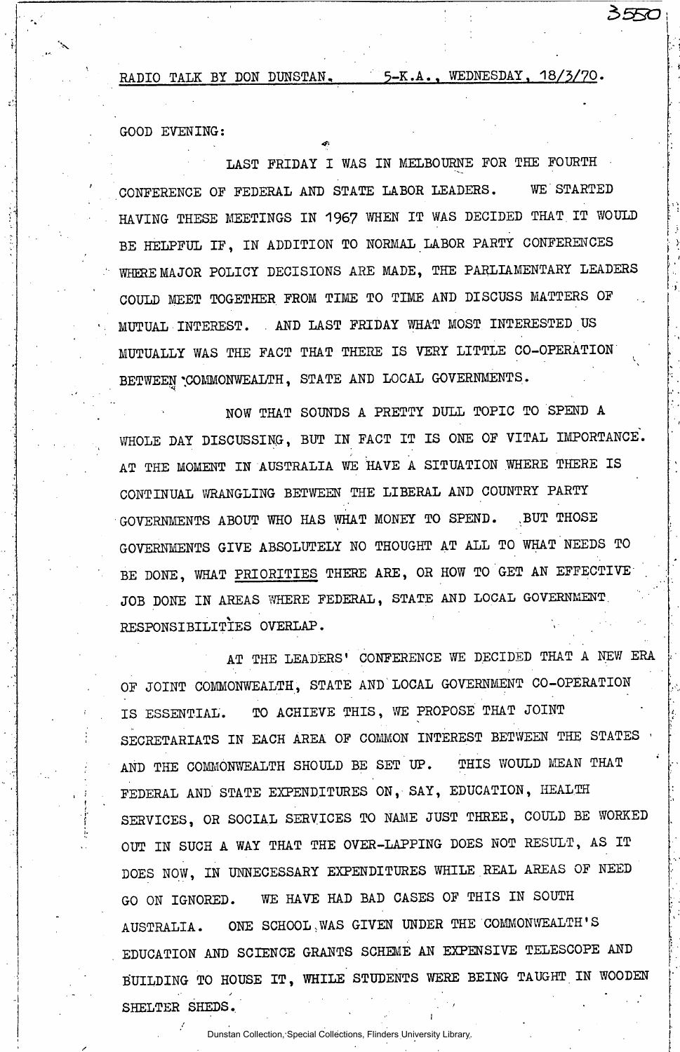RADIO TALK BY DON DUNSTAN, 5-K.A., WEDNESDAY, 18/3/70.

GOOD EVENING:

LAST FRIDAY I WAS IN MELBOURNE FOR THE FOURTH CONFERENCE OF FEDERAL AND STATE LABOR LEADERS. WE STARTED HAVING THESE MEETINGS IN 1967 WHEN IT WAS DECIDED THAT IT WOULD BE HELPFUL IF, IN ADDITION TO NORMAL LABOR PARTY CONFERENCES WHERE MAJOR POLICY DECISIONS ARE MADE, THE PARLIAMENTARY LEADERS COULD MEET TOGETHER FROM TIME TO TIME AND DISCUSS MATTERS OF MUTUAL INTEREST. AND LAST FRIDAY WHAT MOST INTERESTED US MUTUALLY WAS THE FACT THAT THERE IS VERY LITTLE CO-OPERATION BETWEEN COMMONWEALTH, STATE AND LOCAL GOVERNMENTS.

NOW THAT SOUNDS A PRETTY DULL TOPIC TO SPEND A WHOLE DAY DISCUSSING, BUT IN FACT IT IS ONE OF VITAL IMPORTANCE. AT THE MOMENT IN AUSTRALIA WE HAVE A SITUATION WHERE THERE IS CONTINUAL WRANGLING BETWEEN THE LIBERAL AND COUNTRY PARTY GOVERNMENTS ABOUT WHO HAS WHAT MONEY TO SPEND. BUT THOSE GOVERNMENTS GIVE ABSOLUTELY NO THOUGHT AT ALL TO WHAT NEEDS TO BE DONE, WHAT PRIORITIES THERE ARE, OR HOW TO GET AN EFFECTIVE JOB DONE IN AREAS WHERE FEDERAL, STATE AND LOCAL GOVERNMENT RESPONSIBILITIES OVERLAP.

AT THE LEADERS' CONFERENCE WE DECIDED THAT A NEW ERA OF JOINT COMMONWEALTH, STATE AND LOCAL GOVERNMENT CO-OPERATION IS ESSENTIAL. TO ACHIEVE THIS, WE PROPOSE THAT JOINT SECRETARIATS IN EACH AREA OF COMMON INTEREST BETWEEN THE STATES AND THE COMMONWEALTH SHOULD BE SET UP. THIS WOULD MEAN THAT FEDERAL AND STATE EXPENDITURES ON, SAY, EDUCATION, HEALTH SERVICES, OR SOCIAL SERVICES TO NAME JUST THREE, COULD BE WORKED OUT IN SUCH A WAY THAT THE OVER-LAPPING DOES NOT RESULT, AS IT DOES NOW, IN UNNECESSARY EXPENDITURES WHILE REAL AREAS OF NEED GO ON IGNORED. WE HAVE HAD BAD CASES OF THIS IN SOUTH AUSTRALIA. ONE SCHOOL WAS GIVEN UNDER THE COMMONWEALTH'S EDUCATION AND SCIENCE GRANTS SCHEME AN EXPENSIVE TELESCOPE AND BUILDING TO HOUSE IT, WHILE STUDENTS WERE BEING TAUGHT IN WOODEN SHELTER SHEDS.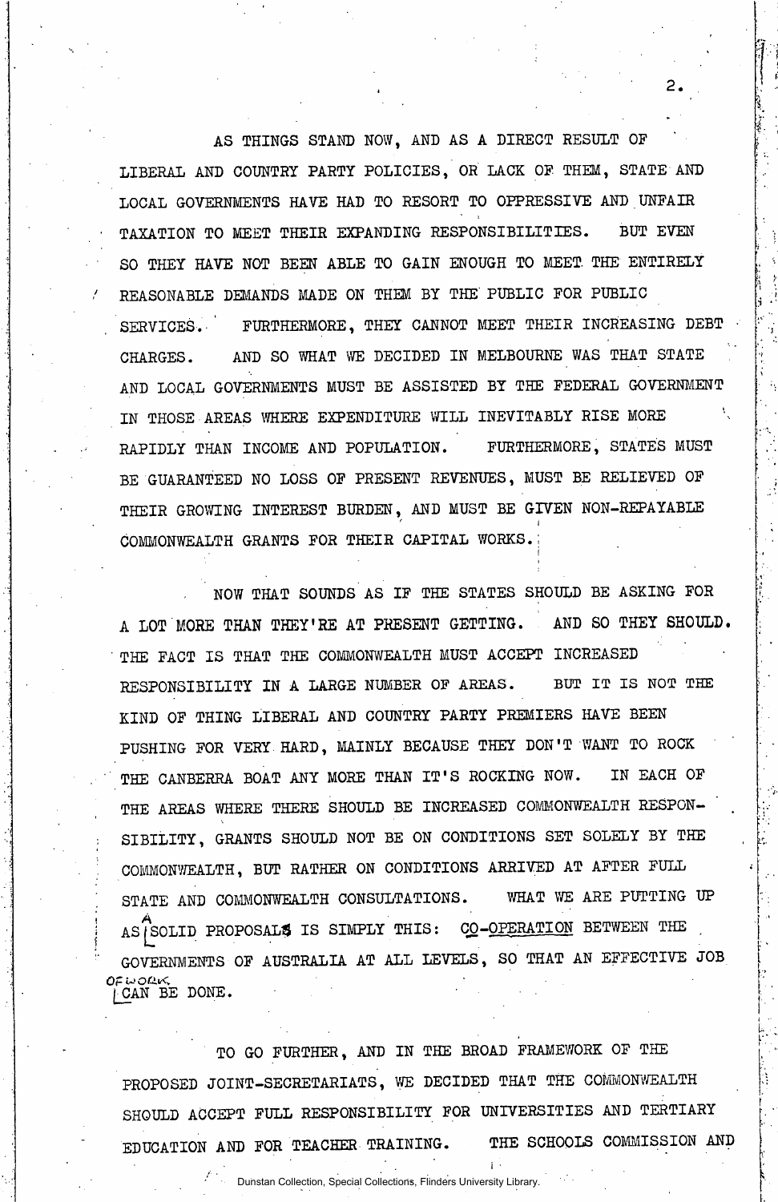AS THINGS STAND NOW, AND AS A DIRECT RESULT OF LIBERAL AND COUNTRY PARTY POLICIES, OR LACK OF THEM, STATE AND LOCAL GOVERNMENTS HAVE HAD TO RESORT TO OPPRESSIVE AND UNFAIR TAXATION TO MEET THEIR EXPANDING RESPONSIBILITIES. BUT EVEN SO THEY HAVE NOT BEEN ABLE TO GAIN ENOUGH TO MEET THE ENTIRELY REASONABLE DEMANDS MADE ON THEM BY THE PUBLIC FOR PUBLIC SERVICES. FURTHERMORE, THEY CANNOT MEET THEIR INCREASING DEBT CHARGES. AND SO WHAT WE DECIDED IN MELBOURNE WAS THAT STATE AND LOCAL GOVERNMENTS MUST BE ASSISTED BY THE FEDERAL GOVERNMENT IN THOSE AREAS WHERE EXPENDITURE WILL INEVITABLY RISE MORE RAPIDLY THAN INCOME AND POPULATION. FURTHERMORE, STATES MUST BE GUARANTEED NO LOSS OF PRESENT REVENUES, MUST BE RELIEVED OF THEIR GROWING INTEREST BURDEN, AND MUST BE GIVEN NON-REPAYABLE COMMONWEALTH GRANTS FOR THEIR CAPITAL WORKS.

NOW THAT SOUNDS AS IF THE STATES SHOULD BE ASKING FOR A LOT MORE THAN THEY'RE AT PRESENT GETTING. AND SO THEY SHOULD. THE FACT IS THAT THE COMMONWEALTH MUST ACCEPT INCREASED RESPONSIBILITY IN A LARGE NUMBER OF AREAS. BUT IT IS NOT THE KIND OF THING LIBERAL AND COUNTRY PARTY PREMIERS HAVE BEEN PUSHING FOR VERY HARD, MAINLY BECAUSE THEY DON'T WANT TO ROCK THE CANBERRA BOAT ANY MORE THAN IT'S ROCKING NOW. IN EACH OF THE AREAS WHERE THERE SHOULD BE INCREASED COMMONWEALTH RESPONSIBILITY, GRANTS SHOULD NOT BE ON CONDITIONS SET SOLELY BY THE COMMONWEALTH, BUT RATHER ON CONDITIONS ARRIVED AT AFTER FULL STATE AND COMMONWEALTH CONSULTATIONS. WHAT WE ARE PUTTING UP AS A SOLID PROPOSAL IS SIMPLY THIS: CO-OPERATION BETWEEN THE GOVERNMENTS OF AUSTRALIA AT ALL LEVELS, SO THAT AN EFFECTIVE JOB OF WORK CAN BE DONE.

TO GO FURTHER, AND IN THE BROAD FRAMEWORK OF THE PROPOSED JOINT-SECRETARIATS, WE DECIDED THAT THE COMMONWEALTH SHOULD ACCEPT FULL RESPONSIBILITY FOR UNIVERSITIES AND TERTIARY EDUCATION AND FOR TEACHER TRAINING. THE SCHOOLS COMMISSION AND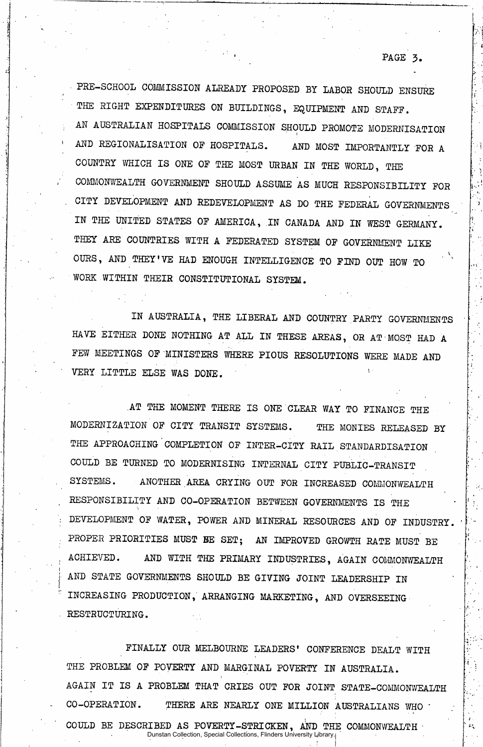PRE-SCHOOL COMMISSION ALREADY PROPOSED BY LABOR SHOULD ENSURE THE RIGHT EXPENDITURES ON BUILDINGS, EQUIPMENT AND STAFF. AN AUSTRALIAN HOSPITALS COMMISSION SHOULD PROMOTE MODERNISATION AND REGIONALISATION OF HOSPITALS. AND MOST IMPORTANTLY FOR A COUNTRY WHICH IS ONE OF THE MOST URBAN IN THE WORLD, THE COMMONWEALTH GOVERNMENT SHOULD ASSUME AS MUCH RESPONSIBILITY FOR CITY DEVELOPMENT AND REDEVELOPMENT AS DO THE FEDERAL GOVERNMENTS IN THE UNITED STATES OF AMERICA, IN CANADA AND IN WEST GERMANY. THEY ARE COUNTRIES WITH A FEDERATED SYSTEM OF GOVERNMENT LIKE OURS, AND THEY'VE HAD ENOUGH INTELLIGENCE TO FIND OUT HOW TO WORK WITHIN THEIR CONSTITUTIONAL SYSTEM.

IN AUSTRALIA, THE LIBERAL AND COUNTRY PARTY GOVERNMENTS HAVE EITHER DONE NOTHING AT ALL IN THESE AREAS, OR AT MOST HAD A FEW MEETINGS OF MINISTERS WHERE PIOUS RESOLUTIONS WERE MADE AND VERY LITTLE ELSE WAS DONE.

AT THE MOMENT THERE IS ONE CLEAR WAY TO FINANCE THE MODERNIZATION OF CITY TRANSIT SYSTEMS. THE MONIES RELEASED BY THE APPROACHING COMPLETION OF INTER-CITY RAIL STANDARDISATION COULD BE TURNED TO MODERNISING INTERNAL CITY PUBLIC-TRANSIT SYSTEMS. ANOTHER AREA CRYING OUT FOR INCREASED COMMONWEALTH RESPONSIBILITY AND CO-OPERATION BETWEEN GOVERNMENTS IS THE DEVELOPMENT OF WATER, POWER AND MINERAL RESOURCES AND OF INDUSTRY. PROPER PRIORITIES MUST BE SET; AN IMPROVED GROWTH RATE MUST BE ACHIEVED. AND WITH THE PRIMARY INDUSTRIES, AGAIN COMMONWEALTH AND STATE GOVERNMENTS SHOULD BE GIVING JOINT LEADERSHIP IN INCREASING PRODUCTION, ARRANGING MARKETING, AND OVERSEEING RESTRUCTURING.

FINALLY OUR MELBOURNE LEADERS' CONFERENCE DEALT WITH THE PROBLEM OF POVERTY AND MARGINAL POVERTY IN AUSTRALIA. AGAIN IT IS A PROBLEM THAT CRIES OUT FOR JOINT STATE-COMMONWEALTH CO-OPERATION. THERE ARE NEARLY ONE MILLION AUSTRALIANS WHO COULD BE DESCRIBED AS POVERTY-STRICKEN, AND THE COMMONWEALTH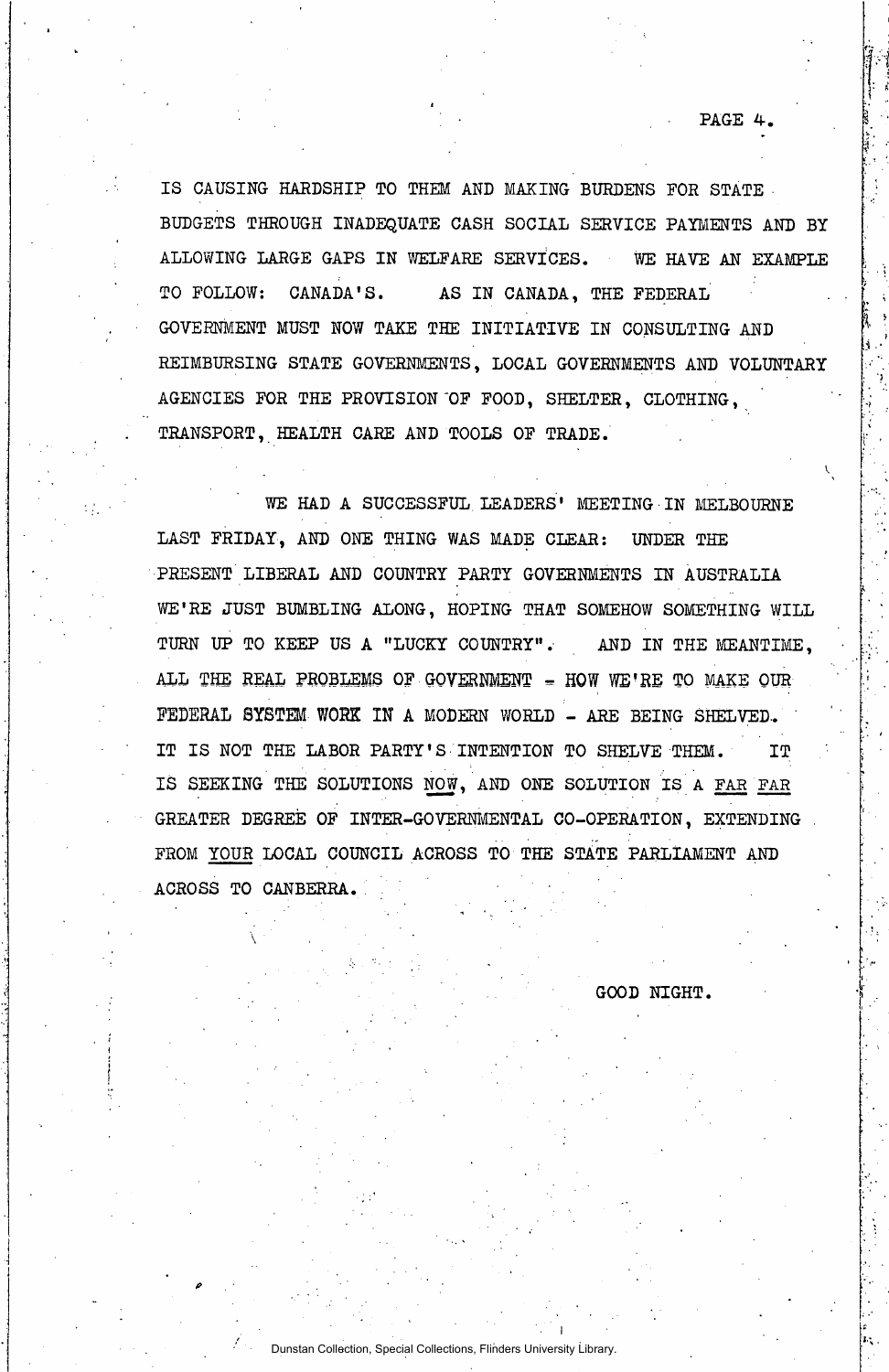IS CAUSING HARDSHIP TO THEM AND MAKING BURDENS FOR STATE BUDGETS THROUGH INADEQUATE CASH SOCIAL SERVICE PAYMENTS AND BY ALLOWING LARGE GAPS IN WELFARE SERVICES. WE HAVE AN EXAMPLE TO FOLLOW: CANADA'S. AS IN CANADA, THE FEDERAL GOVERNMENT MUST NOW TAKE THE INITIATIVE IN CONSULTING AND REIMBURSING STATE GOVERNMENTS, LOCAL GOVERNMENTS AND VOLUNTARY AGENCIES FOR THE PROVISION OF FOOD, SHELTER, CLOTHING, TRANSPORT, HEALTH CARE AND TOOLS OF TRADE.

WE HAD A SUCCESSFUL LEADERS' MEETING IN MELBOURNE LAST FRIDAY, AND ONE THING WAS MADE CLEAR: UNDER THE PRESENT LIBERAL AND COUNTRY PARTY GOVERNMENTS IN AUSTRALIA WE'RE JUST BUMBLING ALONG, HOPING THAT SOMEHOW SOMETHING WILL TURN UP TO KEEP US A "LUCKY COUNTRY". AND IN THE MEANTIME, ALL THE REAL PROBLEMS OF GOVERNMENT - HOW WE'RE TO MAKE OUR FEDERAL SYSTEM WORK IN A MODERN WORLD - ARE BEING SHELVED. IT IS NOT THE LABOR PARTY'S INTENTION TO SHELVE THEM. IT IS SEEKING THE SOLUTIONS <u>NOW</u>, AND ONE SOLUTION IS A <u>FAR</u> <u>FAR</u> GREATER DEGREE OF INTER-GOVERNMENTAL CO-OPERATION, EXTENDING FROM <u>YOUR</u> LOCAL COUNCIL ACROSS TO THE STATE PARLIAMENT AND ACROSS TO CANBERRA.

GOOD NIGHT.